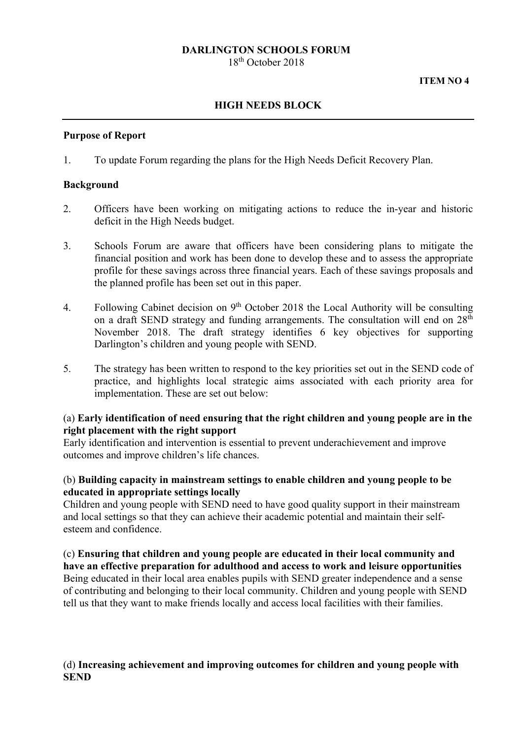**DARLINGTON SCHOOLS FORUM**
18th October 2018

**ITEM NO 4**

## HIGH NEEDS BLOCK

**Purpose of Report**

1. To update Forum regarding the plans for the High Needs Deficit Recovery Plan.

**Background**

2. Officers have been working on mitigating actions to reduce the in-year and historic deficit in the High Needs budget.

3. Schools Forum are aware that officers have been considering plans to mitigate the financial position and work has been done to develop these and to assess the appropriate profile for these savings across three financial years. Each of these savings proposals and the planned profile has been set out in this paper.

4. Following Cabinet decision on 9th October 2018 the Local Authority will be consulting on a draft SEND strategy and funding arrangements. The consultation will end on 28th November 2018. The draft strategy identifies 6 key objectives for supporting Darlington's children and young people with SEND.

5. The strategy has been written to respond to the key priorities set out in the SEND code of practice, and highlights local strategic aims associated with each priority area for implementation. These are set out below:

(a) **Early identification of need ensuring that the right children and young people are in the right placement with the right support**
Early identification and intervention is essential to prevent underachievement and improve outcomes and improve children's life chances.

(b) **Building capacity in mainstream settings to enable children and young people to be educated in appropriate settings locally**
Children and young people with SEND need to have good quality support in their mainstream and local settings so that they can achieve their academic potential and maintain their self-esteem and confidence.

(c) **Ensuring that children and young people are educated in their local community and have an effective preparation for adulthood and access to work and leisure opportunities**
Being educated in their local area enables pupils with SEND greater independence and a sense of contributing and belonging to their local community. Children and young people with SEND tell us that they want to make friends locally and access local facilities with their families.

(d) **Increasing achievement and improving outcomes for children and young people with SEND**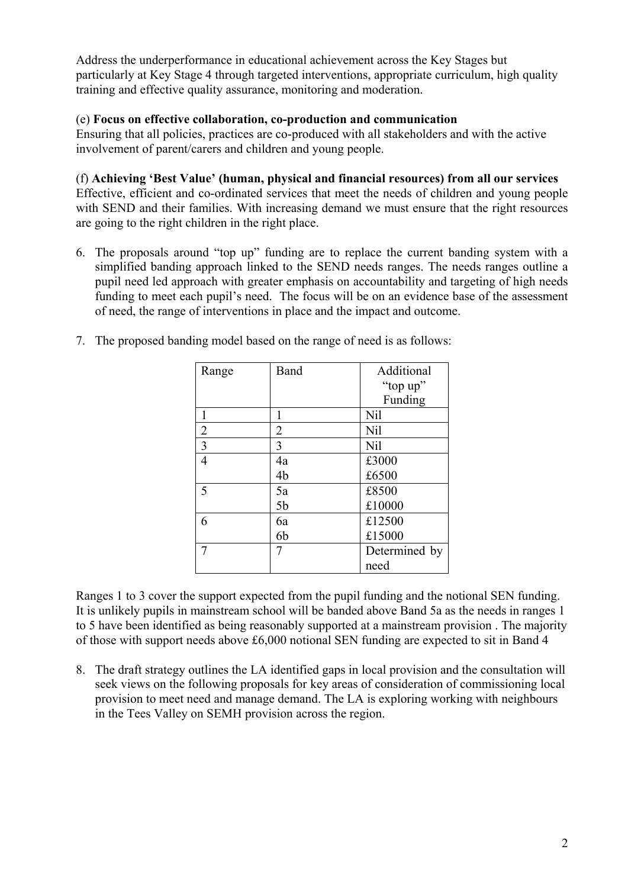Address the underperformance in educational achievement across the Key Stages but particularly at Key Stage 4 through targeted interventions, appropriate curriculum, high quality training and effective quality assurance, monitoring and moderation.

(e) **Focus on effective collaboration, co-production and communication**
Ensuring that all policies, practices are co-produced with all stakeholders and with the active involvement of parent/carers and children and young people.

(f) **Achieving 'Best Value' (human, physical and financial resources) from all our services**
Effective, efficient and co-ordinated services that meet the needs of children and young people with SEND and their families. With increasing demand we must ensure that the right resources are going to the right children in the right place.

6. The proposals around "top up" funding are to replace the current banding system with a simplified banding approach linked to the SEND needs ranges. The needs ranges outline a pupil need led approach with greater emphasis on accountability and targeting of high needs funding to meet each pupil's need. The focus will be on an evidence base of the assessment of need, the range of interventions in place and the impact and outcome.

7. The proposed banding model based on the range of need is as follows:

| Range | Band | Additional "top up" Funding |
|---|---|---|
| 1 | 1 | Nil |
| 2 | 2 | Nil |
| 3 | 3 | Nil |
| 4 | 4a<br>4b | £3000<br>£6500 |
| 5 | 5a<br>5b | £8500<br>£10000 |
| 6 | 6a<br>6b | £12500<br>£15000 |
| 7 | 7 | Determined by need |

Ranges 1 to 3 cover the support expected from the pupil funding and the notional SEN funding. It is unlikely pupils in mainstream school will be banded above Band 5a as the needs in ranges 1 to 5 have been identified as being reasonably supported at a mainstream provision . The majority of those with support needs above £6,000 notional SEN funding are expected to sit in Band 4

8. The draft strategy outlines the LA identified gaps in local provision and the consultation will seek views on the following proposals for key areas of consideration of commissioning local provision to meet need and manage demand. The LA is exploring working with neighbours in the Tees Valley on SEMH provision across the region.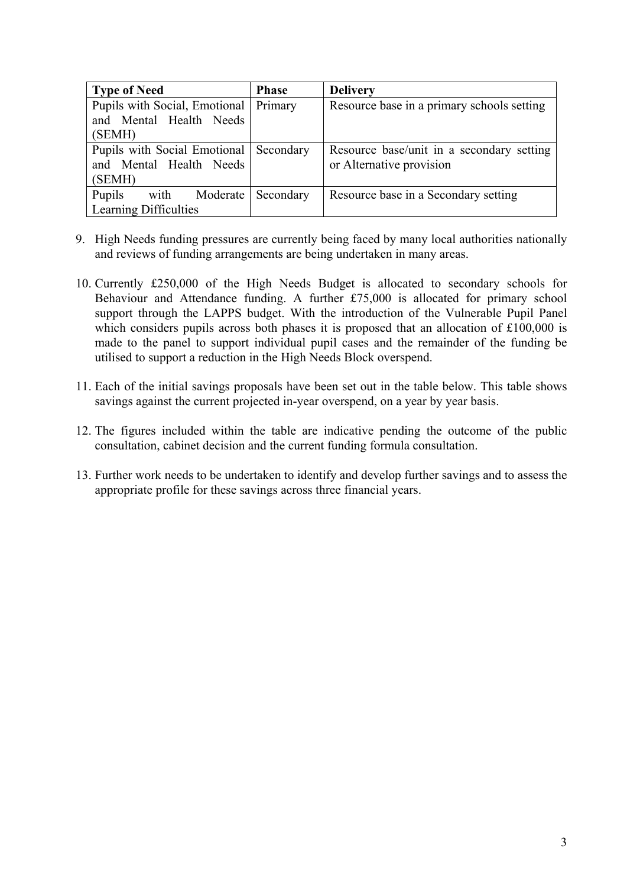| Type of Need | Phase | Delivery |
| --- | --- | --- |
| Pupils with Social, Emotional and Mental Health Needs (SEMH) | Primary | Resource base in a primary schools setting |
| Pupils with Social Emotional and Mental Health Needs (SEMH) | Secondary | Resource base/unit in a secondary setting or Alternative provision |
| Pupils with Moderate Learning Difficulties | Secondary | Resource base in a Secondary setting |

9. High Needs funding pressures are currently being faced by many local authorities nationally and reviews of funding arrangements are being undertaken in many areas.

10. Currently £250,000 of the High Needs Budget is allocated to secondary schools for Behaviour and Attendance funding. A further £75,000 is allocated for primary school support through the LAPPS budget. With the introduction of the Vulnerable Pupil Panel which considers pupils across both phases it is proposed that an allocation of £100,000 is made to the panel to support individual pupil cases and the remainder of the funding be utilised to support a reduction in the High Needs Block overspend.

11. Each of the initial savings proposals have been set out in the table below. This table shows savings against the current projected in-year overspend, on a year by year basis.

12. The figures included within the table are indicative pending the outcome of the public consultation, cabinet decision and the current funding formula consultation.

13. Further work needs to be undertaken to identify and develop further savings and to assess the appropriate profile for these savings across three financial years.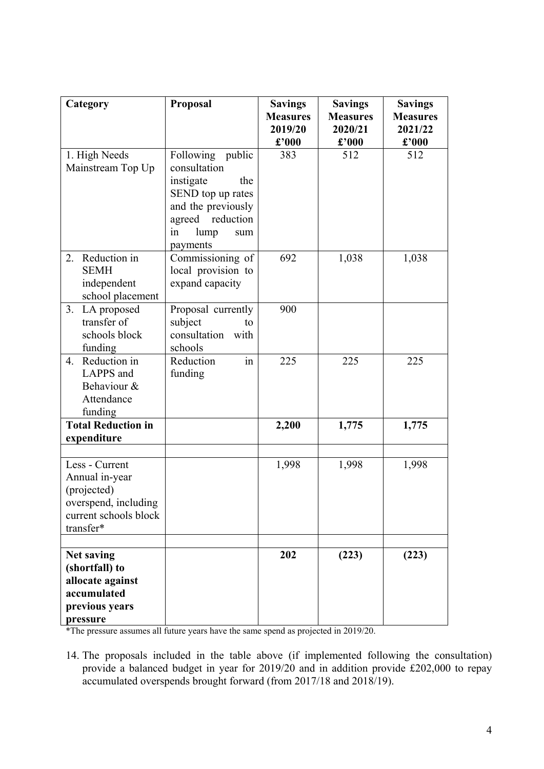| Category | Proposal | Savings Measures 2019/20 £'000 | Savings Measures 2020/21 £'000 | Savings Measures 2021/22 £'000 |
|---|---|---|---|---|
| 1. High Needs Mainstream Top Up | Following public consultation instigate the SEND top up rates and the previously agreed reduction in lump sum payments | 383 | 512 | 512 |
| 2. Reduction in SEMH independent school placement | Commissioning of local provision to expand capacity | 692 | 1,038 | 1,038 |
| 3. LA proposed transfer of schools block funding | Proposal currently subject to consultation with schools | 900 | | |
| 4. Reduction in LAPPS and Behaviour & Attendance funding | Reduction in funding | 225 | 225 | 225 |
| **Total Reduction in expenditure** | | **2,200** | **1,775** | **1,775** |
| | | | | |
| Less - Current Annual in-year (projected) overspend, including current schools block transfer* | | 1,998 | 1,998 | 1,998 |
| | | | | |
| **Net saving (shortfall) to allocate against accumulated previous years pressure** | | **202** | **(223)** | **(223)** |

*The pressure assumes all future years have the same spend as projected in 2019/20.

14. The proposals included in the table above (if implemented following the consultation) provide a balanced budget in year for 2019/20 and in addition provide £202,000 to repay accumulated overspends brought forward (from 2017/18 and 2018/19).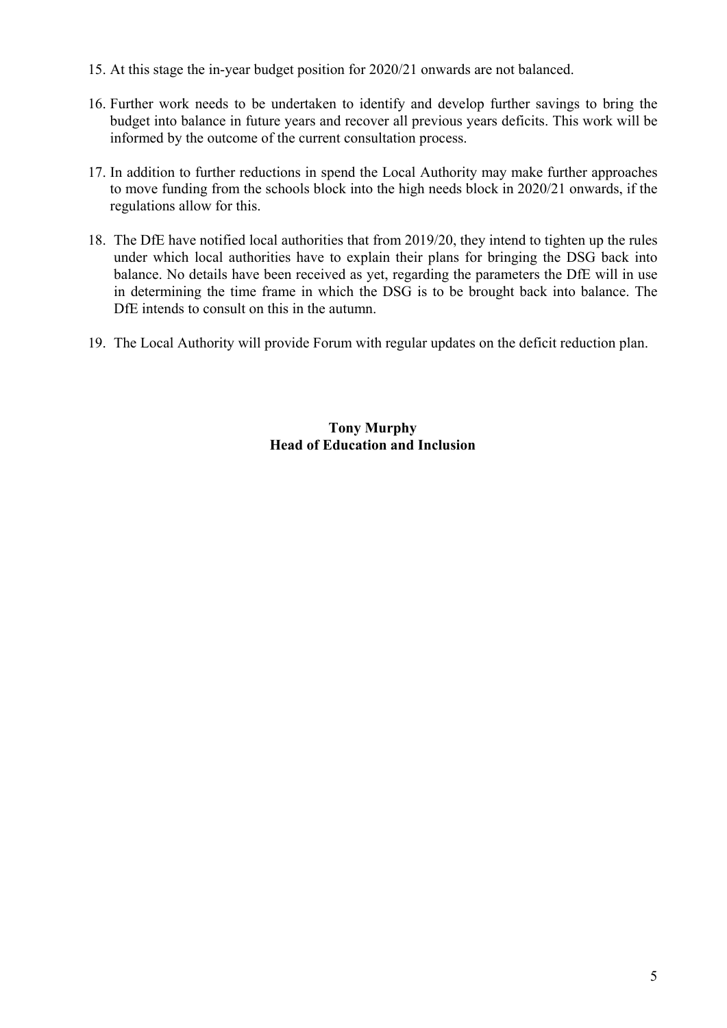15. At this stage the in-year budget position for 2020/21 onwards are not balanced.

16. Further work needs to be undertaken to identify and develop further savings to bring the budget into balance in future years and recover all previous years deficits. This work will be informed by the outcome of the current consultation process.

17. In addition to further reductions in spend the Local Authority may make further approaches to move funding from the schools block into the high needs block in 2020/21 onwards, if the regulations allow for this.

18. The DfE have notified local authorities that from 2019/20, they intend to tighten up the rules under which local authorities have to explain their plans for bringing the DSG back into balance. No details have been received as yet, regarding the parameters the DfE will in use in determining the time frame in which the DSG is to be brought back into balance. The DfE intends to consult on this in the autumn.

19. The Local Authority will provide Forum with regular updates on the deficit reduction plan.

**Tony Murphy**
**Head of Education and Inclusion**